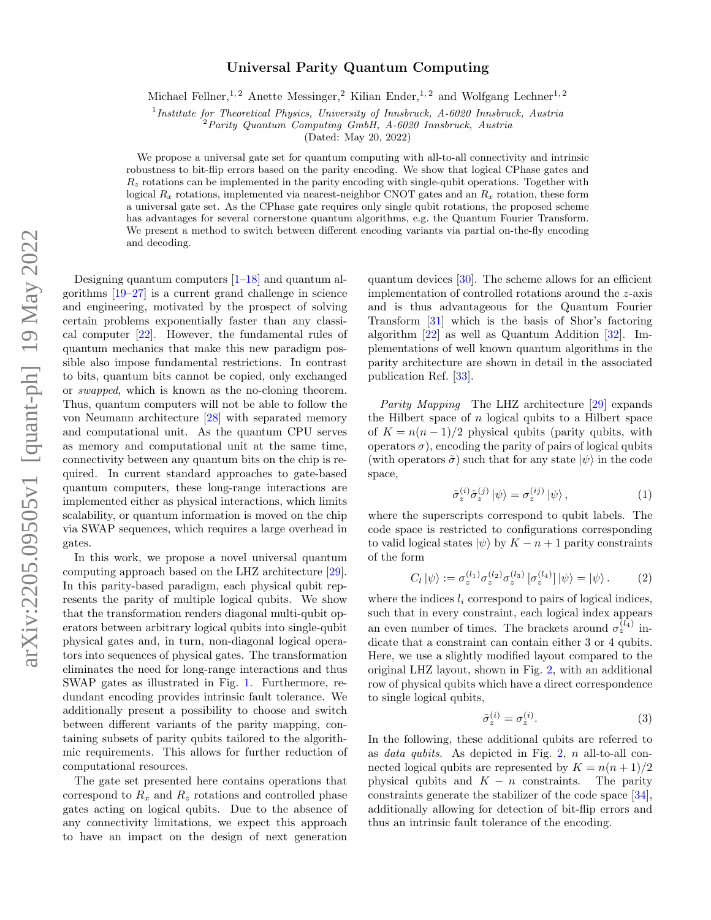# Universal Parity Quantum Computing

Michael Fellner,[1,2] Anette Messinger,[2] Kilian Ender,[1,2] and Wolfgang Lechner[1,2]

[1] *Institute for Theoretical Physics, University of Innsbruck, A-6020 Innsbruck, Austria*
[2] *Parity Quantum Computing GmbH, A-6020 Innsbruck, Austria*

(Dated: May 20, 2022)

We propose a universal gate set for quantum computing with all-to-all connectivity and intrinsic robustness to bit-flip errors based on the parity encoding. We show that logical CPhase gates and $R_z$ rotations can be implemented in the parity encoding with single-qubit operations. Together with logical $R_x$ rotations, implemented via nearest-neighbor CNOT gates and an $R_x$ rotation, these form a universal gate set. As the CPhase gate requires only single qubit rotations, the proposed scheme has advantages for several cornerstone quantum algorithms, e.g. the Quantum Fourier Transform. We present a method to switch between different encoding variants via partial on-the-fly encoding and decoding.

Designing quantum computers [1–18] and quantum algorithms [19–27] is a current grand challenge in science and engineering, motivated by the prospect of solving certain problems exponentially faster than any classical computer [22]. However, the fundamental rules of quantum mechanics that make this new paradigm possible also impose fundamental restrictions. In contrast to bits, quantum bits cannot be copied, only exchanged or *swapped*, which is known as the no-cloning theorem. Thus, quantum computers will not be able to follow the von Neumann architecture [28] with separated memory and computational unit. As the quantum CPU serves as memory and computational unit at the same time, connectivity between any quantum bits on the chip is required. In current standard approaches to gate-based quantum computers, these long-range interactions are implemented either as physical interactions, which limits scalability, or quantum information is moved on the chip via SWAP sequences, which requires a large overhead in gates.

In this work, we propose a novel universal quantum computing approach based on the LHZ architecture [29]. In this parity-based paradigm, each physical qubit represents the parity of multiple logical qubits. We show that the transformation renders diagonal multi-qubit operators between arbitrary logical qubits into single-qubit physical gates and, in turn, non-diagonal logical operators into sequences of physical gates. The transformation eliminates the need for long-range interactions and thus SWAP gates as illustrated in Fig. 1. Furthermore, redundant encoding provides intrinsic fault tolerance. We additionally present a possibility to choose and switch between different variants of the parity mapping, containing subsets of parity qubits tailored to the algorithmic requirements. This allows for further reduction of computational resources.

The gate set presented here contains operations that correspond to $R_x$ and $R_z$ rotations and controlled phase gates acting on logical qubits. Due to the absence of any connectivity limitations, we expect this approach to have an impact on the design of next generation quantum devices [30]. The scheme allows for an efficient implementation of controlled rotations around the $z$-axis and is thus advantageous for the Quantum Fourier Transform [31] which is the basis of Shor's factoring algorithm [22] as well as Quantum Addition [32]. Implementations of well known quantum algorithms in the parity architecture are shown in detail in the associated publication Ref. [33].

*Parity Mapping* The LHZ architecture [29] expands the Hilbert space of $n$ logical qubits to a Hilbert space of $K = n(n-1)/2$ physical qubits (parity qubits, with operators $\sigma$), encoding the parity of pairs of logical qubits (with operators $\tilde{\sigma}$) such that for any state $|\psi\rangle$ in the code space,

$$\tilde{\sigma}_z^{(i)}\tilde{\sigma}_z^{(j)}|\psi\rangle = \sigma_z^{(ij)}|\psi\rangle, \tag{1}$$

where the superscripts correspond to qubit labels. The code space is restricted to configurations corresponding to valid logical states $|\psi\rangle$ by $K - n + 1$ parity constraints of the form

$$C_l|\psi\rangle := \sigma_z^{(l_1)}\sigma_z^{(l_2)}\sigma_z^{(l_3)}\,[\sigma_z^{(l_4)}]\,|\psi\rangle = |\psi\rangle. \tag{2}$$

where the indices $l_i$ correspond to pairs of logical indices, such that in every constraint, each logical index appears an even number of times. The brackets around $\sigma_z^{(l_4)}$ indicate that a constraint can contain either 3 or 4 qubits. Here, we use a slightly modified layout compared to the original LHZ layout, shown in Fig. 2, with an additional row of physical qubits which have a direct correspondence to single logical qubits,

$$\tilde{\sigma}_z^{(i)} = \sigma_z^{(i)}. \tag{3}$$

In the following, these additional qubits are referred to as *data qubits*. As depicted in Fig. 2, $n$ all-to-all connected logical qubits are represented by $K = n(n+1)/2$ physical qubits and $K - n$ constraints. The parity constraints generate the stabilizer of the code space [34], additionally allowing for detection of bit-flip errors and thus an intrinsic fault tolerance of the encoding.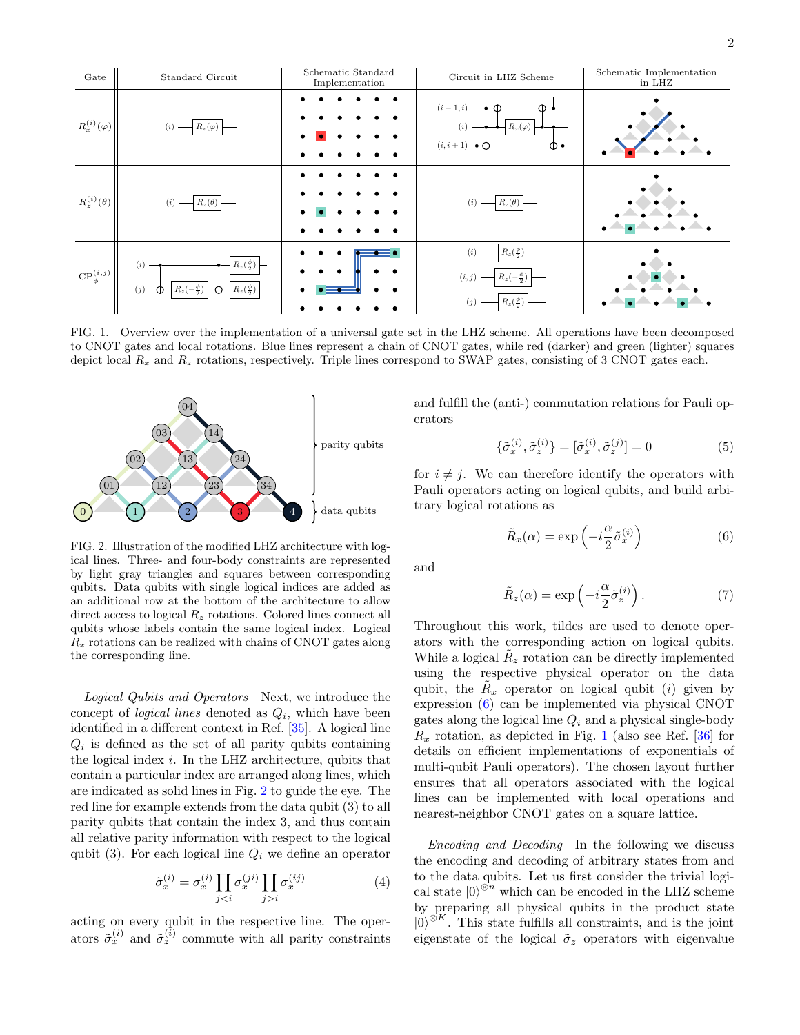| Gate | Standard Circuit | Schematic Standard Implementation | Circuit in LHZ Scheme | Schematic Implementation in LHZ |
| --- | --- | --- | --- | --- |
| $R_x^{(i)}(\varphi)$ | | | | |
| $R_z^{(i)}(\theta)$ | | | | |
| $\mathrm{CP}_\phi^{(i,j)}$ | | | | |

FIG. 1. Overview over the implementation of a universal gate set in the LHZ scheme. All operations have been decomposed to CNOT gates and local rotations. Blue lines represent a chain of CNOT gates, while red (darker) and green (lighter) squares depict local $R_x$ and $R_z$ rotations, respectively. Triple lines correspond to SWAP gates, consisting of 3 CNOT gates each.

FIG. 2. Illustration of the modified LHZ architecture with logical lines. Three- and four-body constraints are represented by light gray triangles and squares between corresponding qubits. Data qubits with single logical indices are added as an additional row at the bottom of the architecture to allow direct access to logical $R_z$ rotations. Colored lines connect all qubits whose labels contain the same logical index. Logical $R_x$ rotations can be realized with chains of CNOT gates along the corresponding line.

*Logical Qubits and Operators* Next, we introduce the concept of *logical lines* denoted as $Q_i$, which have been identified in a different context in Ref. [35]. A logical line $Q_i$ is defined as the set of all parity qubits containing the logical index $i$. In the LHZ architecture, qubits that contain a particular index are arranged along lines, which are indicated as solid lines in Fig. 2 to guide the eye. The red line for example extends from the data qubit (3) to all parity qubits that contain the index 3, and thus contain all relative parity information with respect to the logical qubit (3). For each logical line $Q_i$ we define an operator

$$
\tilde{\sigma}_x^{(i)} = \sigma_x^{(i)} \prod_{j<i} \sigma_x^{(ji)} \prod_{j>i} \sigma_x^{(ij)} \tag{4}
$$

acting on every qubit in the respective line. The operators $\tilde{\sigma}_x^{(i)}$ and $\tilde{\sigma}_z^{(i)}$ commute with all parity constraints and fulfill the (anti-) commutation relations for Pauli operators

$$
\{\tilde{\sigma}_x^{(i)}, \tilde{\sigma}_z^{(i)}\} = [\tilde{\sigma}_x^{(i)}, \tilde{\sigma}_z^{(j)}] = 0 \tag{5}
$$

for $i \neq j$. We can therefore identify the operators with Pauli operators acting on logical qubits, and build arbitrary logical rotations as

$$
\tilde{R}_x(\alpha) = \exp\left(-i\frac{\alpha}{2}\tilde{\sigma}_x^{(i)}\right) \tag{6}
$$

and

$$
\tilde{R}_z(\alpha) = \exp\left(-i\frac{\alpha}{2}\tilde{\sigma}_z^{(i)}\right). \tag{7}
$$

Throughout this work, tildes are used to denote operators with the corresponding action on logical qubits. While a logical $\tilde{R}_z$ rotation can be directly implemented using the respective physical operator on the data qubit, the $\tilde{R}_x$ operator on logical qubit $(i)$ given by expression (6) can be implemented via physical CNOT gates along the logical line $Q_i$ and a physical single-body $R_x$ rotation, as depicted in Fig. 1 (also see Ref. [36] for details on efficient implementations of exponentials of multi-qubit Pauli operators). The chosen layout further ensures that all operators associated with the logical lines can be implemented with local operations and nearest-neighbor CNOT gates on a square lattice.

*Encoding and Decoding* In the following we discuss the encoding and decoding of arbitrary states from and to the data qubits. Let us first consider the trivial logical state $|0\rangle^{\otimes n}$ which can be encoded in the LHZ scheme by preparing all physical qubits in the product state $|0\rangle^{\otimes K}$. This state fulfills all constraints, and is the joint eigenstate of the logical $\tilde{\sigma}_z$ operators with eigenvalue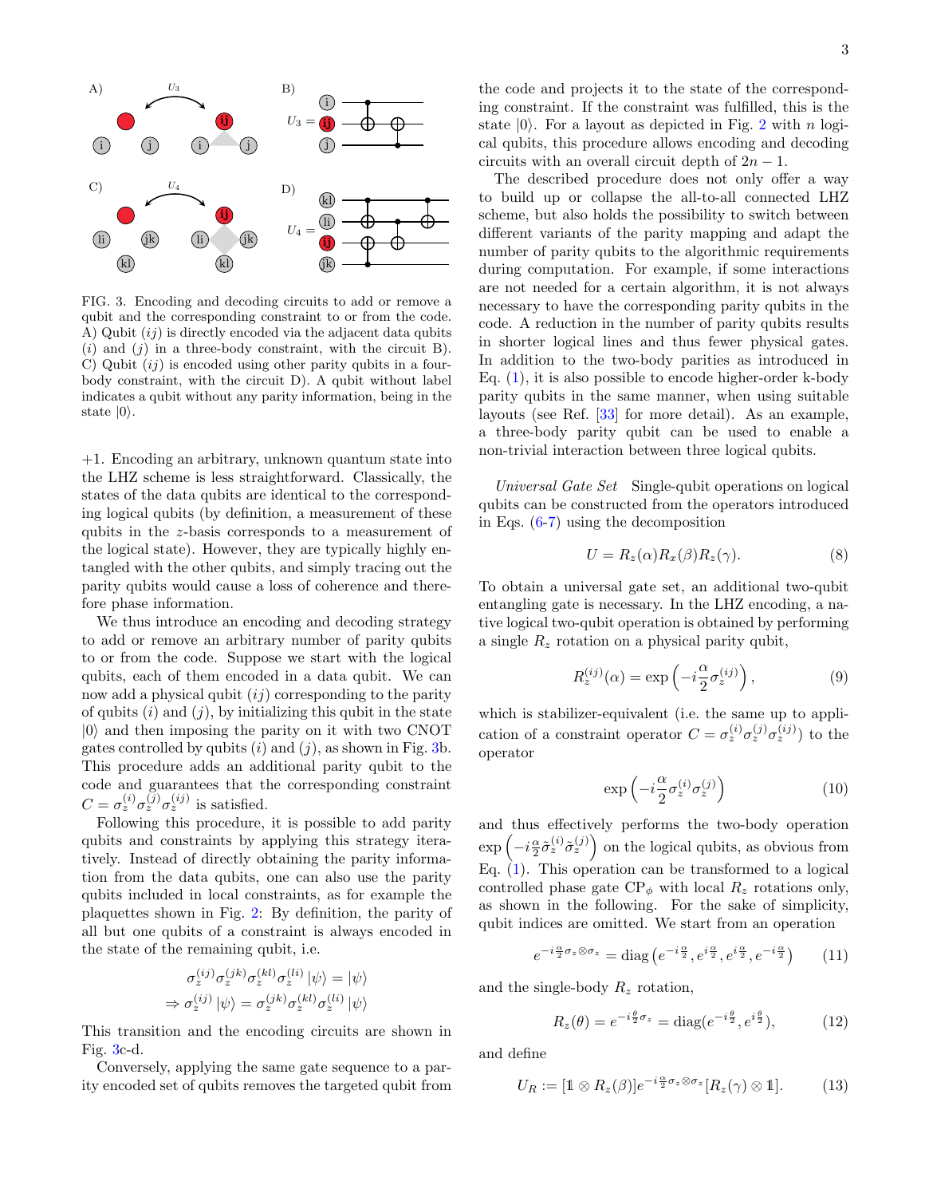FIG. 3. Encoding and decoding circuits to add or remove a qubit and the corresponding constraint to or from the code. A) Qubit $(ij)$ is directly encoded via the adjacent data qubits $(i)$ and $(j)$ in a three-body constraint, with the circuit B). C) Qubit $(ij)$ is encoded using other parity qubits in a four-body constraint, with the circuit D). A qubit without label indicates a qubit without any parity information, being in the state $|0\rangle$.

+1. Encoding an arbitrary, unknown quantum state into the LHZ scheme is less straightforward. Classically, the states of the data qubits are identical to the corresponding logical qubits (by definition, a measurement of these qubits in the $z$-basis corresponds to a measurement of the logical state). However, they are typically highly entangled with the other qubits, and simply tracing out the parity qubits would cause a loss of coherence and therefore phase information.

We thus introduce an encoding and decoding strategy to add or remove an arbitrary number of parity qubits to or from the code. Suppose we start with the logical qubits, each of them encoded in a data qubit. We can now add a physical qubit $(ij)$ corresponding to the parity of qubits $(i)$ and $(j)$, by initializing this qubit in the state $|0\rangle$ and then imposing the parity on it with two CNOT gates controlled by qubits $(i)$ and $(j)$, as shown in Fig. 3b. This procedure adds an additional parity qubit to the code and guarantees that the corresponding constraint $C = \sigma_z^{(i)}\sigma_z^{(j)}\sigma_z^{(ij)}$ is satisfied.

Following this procedure, it is possible to add parity qubits and constraints by applying this strategy iteratively. Instead of directly obtaining the parity information from the data qubits, one can also use the parity qubits included in local constraints, as for example the plaquettes shown in Fig. 2: By definition, the parity of all but one qubits of a constraint is always encoded in the state of the remaining qubit, i.e.

$$
\begin{aligned}
\sigma_z^{(ij)}\sigma_z^{(jk)}\sigma_z^{(kl)}\sigma_z^{(li)}|\psi\rangle &= |\psi\rangle \\
\Rightarrow \sigma_z^{(ij)}|\psi\rangle &= \sigma_z^{(jk)}\sigma_z^{(kl)}\sigma_z^{(li)}|\psi\rangle
\end{aligned}
$$

This transition and the encoding circuits are shown in Fig. 3c-d.

Conversely, applying the same gate sequence to a parity encoded set of qubits removes the targeted qubit from the code and projects it to the state of the corresponding constraint. If the constraint was fulfilled, this is the state $|0\rangle$. For a layout as depicted in Fig. 2 with $n$ logical qubits, this procedure allows encoding and decoding circuits with an overall circuit depth of $2n - 1$.

The described procedure does not only offer a way to build up or collapse the all-to-all connected LHZ scheme, but also holds the possibility to switch between different variants of the parity mapping and adapt the number of parity qubits to the algorithmic requirements during computation. For example, if some interactions are not needed for a certain algorithm, it is not always necessary to have the corresponding parity qubits in the code. A reduction in the number of parity qubits results in shorter logical lines and thus fewer physical gates. In addition to the two-body parities as introduced in Eq. (1), it is also possible to encode higher-order k-body parity qubits in the same manner, when using suitable layouts (see Ref. [33] for more detail). As an example, a three-body parity qubit can be used to enable a non-trivial interaction between three logical qubits.

*Universal Gate Set* Single-qubit operations on logical qubits can be constructed from the operators introduced in Eqs. (6-7) using the decomposition

$$
U = R_z(\alpha)R_x(\beta)R_z(\gamma). \tag{8}
$$

To obtain a universal gate set, an additional two-qubit entangling gate is necessary. In the LHZ encoding, a native logical two-qubit operation is obtained by performing a single $R_z$ rotation on a physical parity qubit,

$$
R_z^{(ij)}(\alpha) = \exp\left(-i\frac{\alpha}{2}\sigma_z^{(ij)}\right), \tag{9}
$$

which is stabilizer-equivalent (i.e. the same up to application of a constraint operator $C = \sigma_z^{(i)}\sigma_z^{(j)}\sigma_z^{(ij)}$) to the operator

$$
\exp\left(-i\frac{\alpha}{2}\sigma_z^{(i)}\sigma_z^{(j)}\right) \tag{10}
$$

and thus effectively performs the two-body operation $\exp\left(-i\frac{\alpha}{2}\tilde{\sigma}_z^{(i)}\tilde{\sigma}_z^{(j)}\right)$ on the logical qubits, as obvious from Eq. (1). This operation can be transformed to a logical controlled phase gate $\text{CP}_\phi$ with local $R_z$ rotations only, as shown in the following. For the sake of simplicity, qubit indices are omitted. We start from an operation

$$
e^{-i\frac{\alpha}{2}\sigma_z\otimes\sigma_z} = \text{diag}\left(e^{-i\frac{\alpha}{2}}, e^{i\frac{\alpha}{2}}, e^{i\frac{\alpha}{2}}, e^{-i\frac{\alpha}{2}}\right) \tag{11}
$$

and the single-body $R_z$ rotation,

$$
R_z(\theta) = e^{-i\frac{\theta}{2}\sigma_z} = \text{diag}(e^{-i\frac{\theta}{2}}, e^{i\frac{\theta}{2}}), \tag{12}
$$

and define

$$
U_R := [\mathbb{1}\otimes R_z(\beta)]e^{-i\frac{\alpha}{2}\sigma_z\otimes\sigma_z}[R_z(\gamma)\otimes\mathbb{1}]. \tag{13}
$$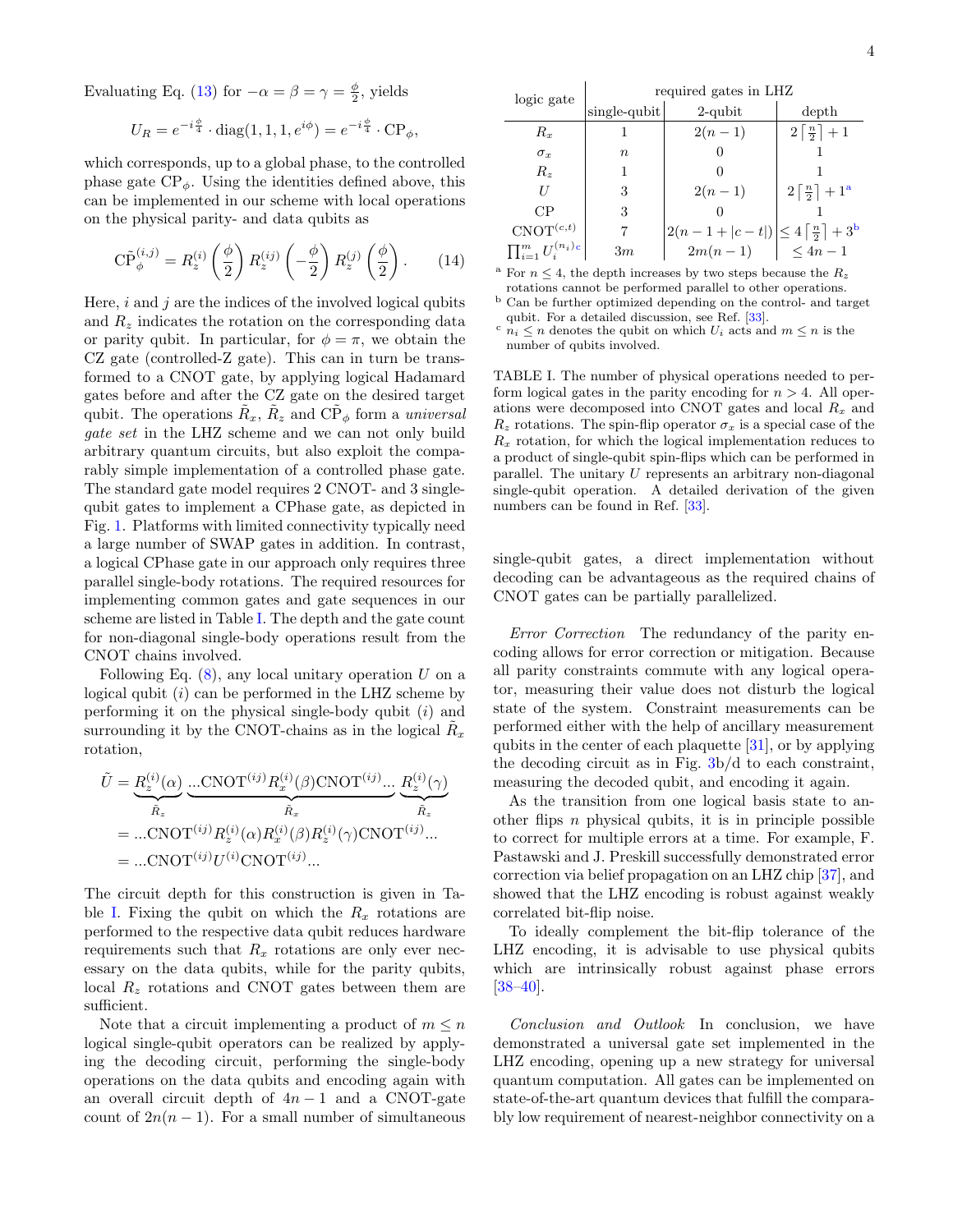Evaluating Eq. (13) for $-\alpha = \beta = \gamma = \frac{\phi}{2}$, yields

$$U_R = e^{-i\frac{\phi}{4}} \cdot \mathrm{diag}(1, 1, 1, e^{i\phi}) = e^{-i\frac{\phi}{4}} \cdot \mathrm{CP}_\phi,$$

which corresponds, up to a global phase, to the controlled phase gate $\mathrm{CP}_\phi$. Using the identities defined above, this can be implemented in our scheme with local operations on the physical parity- and data qubits as

$$\tilde{\mathrm{CP}}_\phi^{(i,j)} = R_z^{(i)}\left(\frac{\phi}{2}\right) R_z^{(ij)}\left(-\frac{\phi}{2}\right) R_z^{(j)}\left(\frac{\phi}{2}\right). \tag{14}$$

Here, $i$ and $j$ are the indices of the involved logical qubits and $R_z$ indicates the rotation on the corresponding data or parity qubit. In particular, for $\phi = \pi$, we obtain the CZ gate (controlled-Z gate). This can in turn be transformed to a CNOT gate, by applying logical Hadamard gates before and after the CZ gate on the desired target qubit. The operations $\tilde{R}_x$, $\tilde{R}_z$ and $\tilde{\mathrm{CP}}_\phi$ form a *universal gate set* in the LHZ scheme and we can not only build arbitrary quantum circuits, but also exploit the comparably simple implementation of a controlled phase gate. The standard gate model requires 2 CNOT- and 3 single-qubit gates to implement a CPhase gate, as depicted in Fig. 1. Platforms with limited connectivity typically need a large number of SWAP gates in addition. In contrast, a logical CPhase gate in our approach only requires three parallel single-body rotations. The required resources for implementing common gates and gate sequences in our scheme are listed in Table I. The depth and the gate count for non-diagonal single-body operations result from the CNOT chains involved.

Following Eq. (8), any local unitary operation $U$ on a logical qubit $(i)$ can be performed in the LHZ scheme by performing it on the physical single-body qubit $(i)$ and surrounding it by the CNOT-chains as in the logical $\tilde{R}_x$ rotation,

$$\begin{aligned}
\tilde{U} &= \underbrace{R_z^{(i)}(\alpha)}_{\tilde{R}_z} \underbrace{...\mathrm{CNOT}^{(ij)} R_x^{(i)}(\beta) \mathrm{CNOT}^{(ij)}...}_{\tilde{R}_x} \underbrace{R_z^{(i)}(\gamma)}_{\tilde{R}_z} \\
&= ...\mathrm{CNOT}^{(ij)} R_z^{(i)}(\alpha) R_x^{(i)}(\beta) R_z^{(i)}(\gamma) \mathrm{CNOT}^{(ij)}... \\
&= ...\mathrm{CNOT}^{(ij)} U^{(i)} \mathrm{CNOT}^{(ij)}...
\end{aligned}$$

The circuit depth for this construction is given in Table I. Fixing the qubit on which the $R_x$ rotations are performed to the respective data qubit reduces hardware requirements such that $R_x$ rotations are only ever necessary on the data qubits, while for the parity qubits, local $R_z$ rotations and CNOT gates between them are sufficient.

Note that a circuit implementing a product of $m \leq n$ logical single-qubit operators can be realized by applying the decoding circuit, performing the single-body operations on the data qubits and encoding again with an overall circuit depth of $4n - 1$ and a CNOT-gate count of $2n(n-1)$. For a small number of simultaneous single-qubit gates, a direct implementation without decoding can be advantageous as the required chains of CNOT gates can be partially parallelized.

| logic gate | required gates in LHZ | | |
|---|---|---|---|
| | single-qubit | 2-qubit | depth |
| $R_x$ | 1 | $2(n-1)$ | $2\left\lceil \frac{n}{2} \right\rceil + 1$ |
| $\sigma_x$ | $n$ | 0 | 1 |
| $R_z$ | 1 | 0 | 1 |
| $U$ | 3 | $2(n-1)$ | $2\left\lceil \frac{n}{2} \right\rceil + 1$ [a] |
| CP | 3 | 0 | 1 |
| $\mathrm{CNOT}^{(c,t)}$ | 7 | $2(n-1+\lvert c-t \rvert)$ | $\leq 4\left\lceil \frac{n}{2} \right\rceil + 3$ [b] |
| $\prod_{i=1}^{m} U_i^{(n_i)}$ [c] | $3m$ | $2m(n-1)$ | $\leq 4n-1$ |

[a] For $n \leq 4$, the depth increases by two steps because the $R_z$ rotations cannot be performed parallel to other operations.
[b] Can be further optimized depending on the control- and target qubit. For a detailed discussion, see Ref. [33].
[c] $n_i \leq n$ denotes the qubit on which $U_i$ acts and $m \leq n$ is the number of qubits involved.

TABLE I. The number of physical operations needed to perform logical gates in the parity encoding for $n > 4$. All operations were decomposed into CNOT gates and local $R_x$ and $R_z$ rotations. The spin-flip operator $\sigma_x$ is a special case of the $R_x$ rotation, for which the logical implementation reduces to a product of single-qubit spin-flips which can be performed in parallel. The unitary $U$ represents an arbitrary non-diagonal single-qubit operation. A detailed derivation of the given numbers can be found in Ref. [33].

*Error Correction* The redundancy of the parity encoding allows for error correction or mitigation. Because all parity constraints commute with any logical operator, measuring their value does not disturb the logical state of the system. Constraint measurements can be performed either with the help of ancillary measurement qubits in the center of each plaquette [31], or by applying the decoding circuit as in Fig. 3b/d to each constraint, measuring the decoded qubit, and encoding it again.

As the transition from one logical basis state to another flips $n$ physical qubits, it is in principle possible to correct for multiple errors at a time. For example, F. Pastawski and J. Preskill successfully demonstrated error correction via belief propagation on an LHZ chip [37], and showed that the LHZ encoding is robust against weakly correlated bit-flip noise.

To ideally complement the bit-flip tolerance of the LHZ encoding, it is advisable to use physical qubits which are intrinsically robust against phase errors [38–40].

*Conclusion and Outlook* In conclusion, we have demonstrated a universal gate set implemented in the LHZ encoding, opening up a new strategy for universal quantum computation. All gates can be implemented on state-of-the-art quantum devices that fulfill the comparably low requirement of nearest-neighbor connectivity on a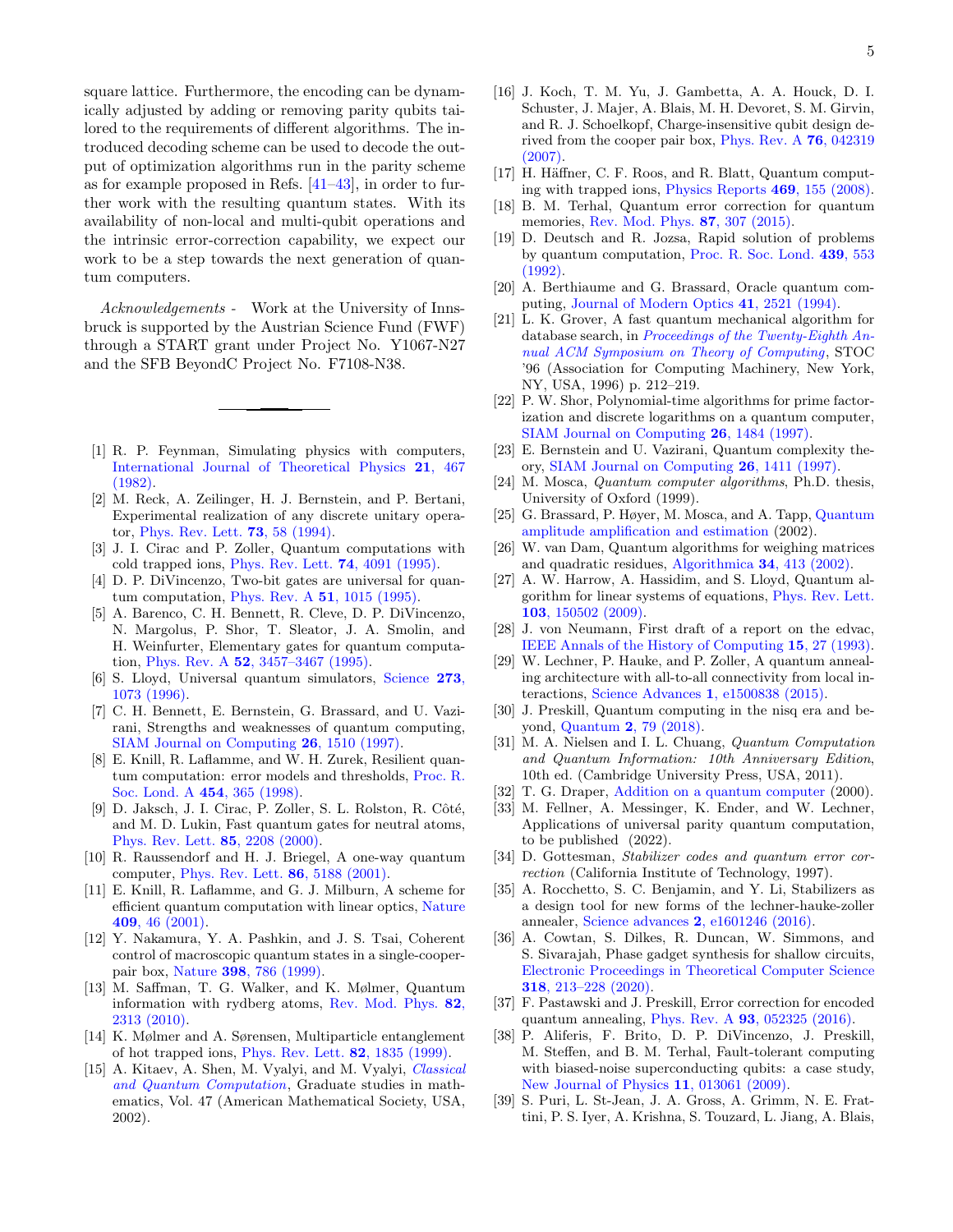square lattice. Furthermore, the encoding can be dynamically adjusted by adding or removing parity qubits tailored to the requirements of different algorithms. The introduced decoding scheme can be used to decode the output of optimization algorithms run in the parity scheme as for example proposed in Refs. [41–43], in order to further work with the resulting quantum states. With its availability of non-local and multi-qubit operations and the intrinsic error-correction capability, we expect our work to be a step towards the next generation of quantum computers.

*Acknowledgements* - Work at the University of Innsbruck is supported by the Austrian Science Fund (FWF) through a START grant under Project No. Y1067-N27 and the SFB BeyondC Project No. F7108-N38.

---

[1] R. P. Feynman, Simulating physics with computers, International Journal of Theoretical Physics **21**, 467 (1982).

[2] M. Reck, A. Zeilinger, H. J. Bernstein, and P. Bertani, Experimental realization of any discrete unitary operator, Phys. Rev. Lett. **73**, 58 (1994).

[3] J. I. Cirac and P. Zoller, Quantum computations with cold trapped ions, Phys. Rev. Lett. **74**, 4091 (1995).

[4] D. P. DiVincenzo, Two-bit gates are universal for quantum computation, Phys. Rev. A **51**, 1015 (1995).

[5] A. Barenco, C. H. Bennett, R. Cleve, D. P. DiVincenzo, N. Margolus, P. Shor, T. Sleator, J. A. Smolin, and H. Weinfurter, Elementary gates for quantum computation, Phys. Rev. A **52**, 3457–3467 (1995).

[6] S. Lloyd, Universal quantum simulators, Science **273**, 1073 (1996).

[7] C. H. Bennett, E. Bernstein, G. Brassard, and U. Vazirani, Strengths and weaknesses of quantum computing, SIAM Journal on Computing **26**, 1510 (1997).

[8] E. Knill, R. Laflamme, and W. H. Zurek, Resilient quantum computation: error models and thresholds, Proc. R. Soc. Lond. A **454**, 365 (1998).

[9] D. Jaksch, J. I. Cirac, P. Zoller, S. L. Rolston, R. Côté, and M. D. Lukin, Fast quantum gates for neutral atoms, Phys. Rev. Lett. **85**, 2208 (2000).

[10] R. Raussendorf and H. J. Briegel, A one-way quantum computer, Phys. Rev. Lett. **86**, 5188 (2001).

[11] E. Knill, R. Laflamme, and G. J. Milburn, A scheme for efficient quantum computation with linear optics, Nature **409**, 46 (2001).

[12] Y. Nakamura, Y. A. Pashkin, and J. S. Tsai, Coherent control of macroscopic quantum states in a single-cooper-pair box, Nature **398**, 786 (1999).

[13] M. Saffman, T. G. Walker, and K. Mølmer, Quantum information with rydberg atoms, Rev. Mod. Phys. **82**, 2313 (2010).

[14] K. Mølmer and A. Sørensen, Multiparticle entanglement of hot trapped ions, Phys. Rev. Lett. **82**, 1835 (1999).

[15] A. Kitaev, A. Shen, M. Vyalyi, and M. Vyalyi, *Classical and Quantum Computation*, Graduate studies in mathematics, Vol. 47 (American Mathematical Society, USA, 2002).

[16] J. Koch, T. M. Yu, J. Gambetta, A. A. Houck, D. I. Schuster, J. Majer, A. Blais, M. H. Devoret, S. M. Girvin, and R. J. Schoelkopf, Charge-insensitive qubit design derived from the cooper pair box, Phys. Rev. A **76**, 042319 (2007).

[17] H. Häffner, C. F. Roos, and R. Blatt, Quantum computing with trapped ions, Physics Reports **469**, 155 (2008).

[18] B. M. Terhal, Quantum error correction for quantum memories, Rev. Mod. Phys. **87**, 307 (2015).

[19] D. Deutsch and R. Jozsa, Rapid solution of problems by quantum computation, Proc. R. Soc. Lond. **439**, 553 (1992).

[20] A. Berthiaume and G. Brassard, Oracle quantum computing, Journal of Modern Optics **41**, 2521 (1994).

[21] L. K. Grover, A fast quantum mechanical algorithm for database search, in *Proceedings of the Twenty-Eighth Annual ACM Symposium on Theory of Computing*, STOC '96 (Association for Computing Machinery, New York, NY, USA, 1996) p. 212–219.

[22] P. W. Shor, Polynomial-time algorithms for prime factorization and discrete logarithms on a quantum computer, SIAM Journal on Computing **26**, 1484 (1997).

[23] E. Bernstein and U. Vazirani, Quantum complexity theory, SIAM Journal on Computing **26**, 1411 (1997).

[24] M. Mosca, *Quantum computer algorithms*, Ph.D. thesis, University of Oxford (1999).

[25] G. Brassard, P. Høyer, M. Mosca, and A. Tapp, Quantum amplitude amplification and estimation (2002).

[26] W. van Dam, Quantum algorithms for weighing matrices and quadratic residues, Algorithmica **34**, 413 (2002).

[27] A. W. Harrow, A. Hassidim, and S. Lloyd, Quantum algorithm for linear systems of equations, Phys. Rev. Lett. **103**, 150502 (2009).

[28] J. von Neumann, First draft of a report on the edvac, IEEE Annals of the History of Computing **15**, 27 (1993).

[29] W. Lechner, P. Hauke, and P. Zoller, A quantum annealing architecture with all-to-all connectivity from local interactions, Science Advances **1**, e1500838 (2015).

[30] J. Preskill, Quantum computing in the nisq era and beyond, Quantum **2**, 79 (2018).

[31] M. A. Nielsen and I. L. Chuang, *Quantum Computation and Quantum Information: 10th Anniversary Edition*, 10th ed. (Cambridge University Press, USA, 2011).

[32] T. G. Draper, Addition on a quantum computer (2000).

[33] M. Fellner, A. Messinger, K. Ender, and W. Lechner, Applications of universal parity quantum computation, to be published (2022).

[34] D. Gottesman, *Stabilizer codes and quantum error correction* (California Institute of Technology, 1997).

[35] A. Rocchetto, S. C. Benjamin, and Y. Li, Stabilizers as a design tool for new forms of the lechner-hauke-zoller annealer, Science advances **2**, e1601246 (2016).

[36] A. Cowtan, S. Dilkes, R. Duncan, W. Simmons, and S. Sivarajah, Phase gadget synthesis for shallow circuits, Electronic Proceedings in Theoretical Computer Science **318**, 213–228 (2020).

[37] F. Pastawski and J. Preskill, Error correction for encoded quantum annealing, Phys. Rev. A **93**, 052325 (2016).

[38] P. Aliferis, F. Brito, D. P. DiVincenzo, J. Preskill, M. Steffen, and B. M. Terhal, Fault-tolerant computing with biased-noise superconducting qubits: a case study, New Journal of Physics **11**, 013061 (2009).

[39] S. Puri, L. St-Jean, J. A. Gross, A. Grimm, N. E. Frattini, P. S. Iyer, A. Krishna, S. Touzard, L. Jiang, A. Blais,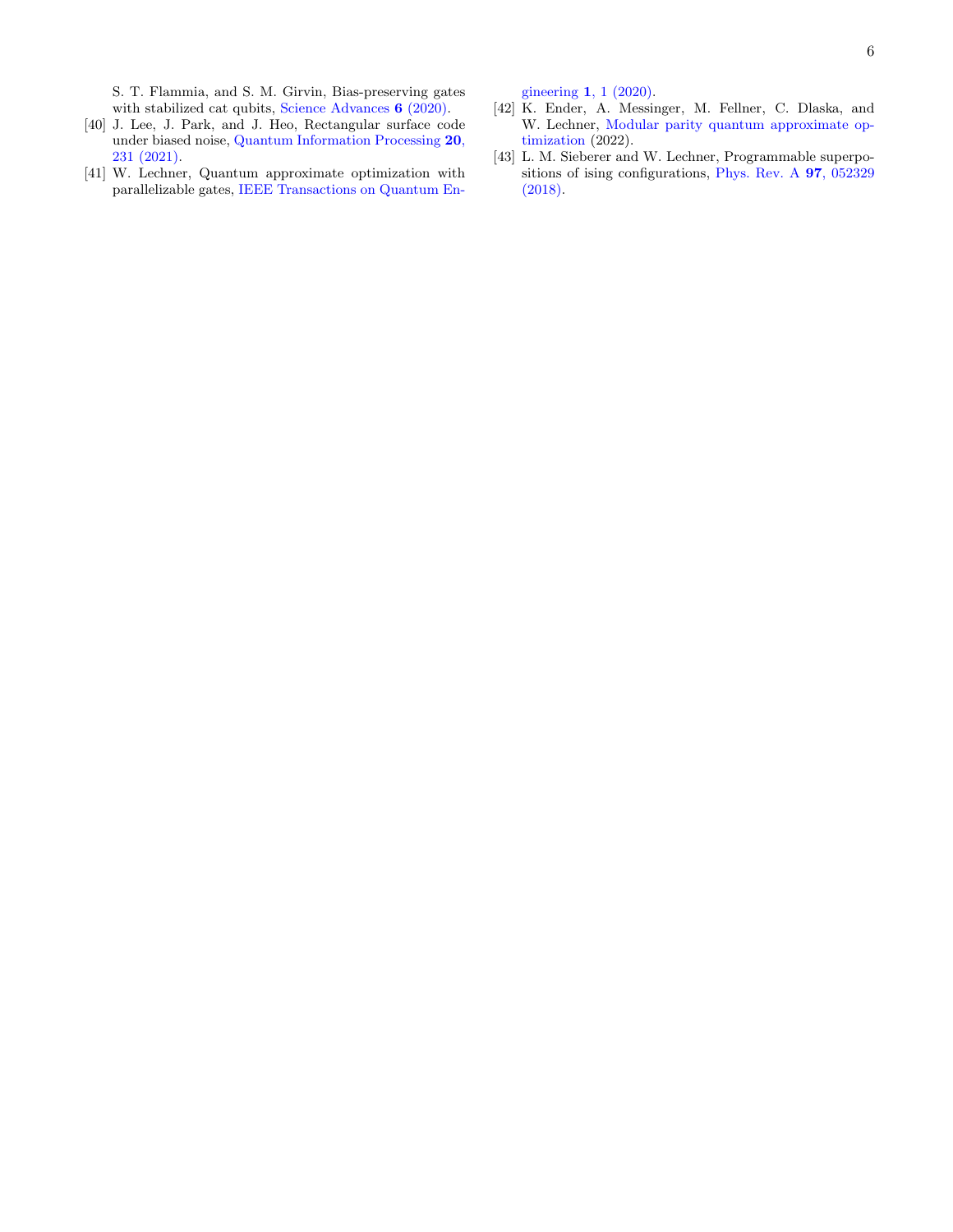S. T. Flammia, and S. M. Girvin, Bias-preserving gates with stabilized cat qubits, Science Advances **6** (2020).

[40] J. Lee, J. Park, and J. Heo, Rectangular surface code under biased noise, Quantum Information Processing **20**, 231 (2021).

[41] W. Lechner, Quantum approximate optimization with parallelizable gates, IEEE Transactions on Quantum Engineering **1**, 1 (2020).

[42] K. Ender, A. Messinger, M. Fellner, C. Dlaska, and W. Lechner, Modular parity quantum approximate optimization (2022).

[43] L. M. Sieberer and W. Lechner, Programmable superpositions of ising configurations, Phys. Rev. A **97**, 052329 (2018).